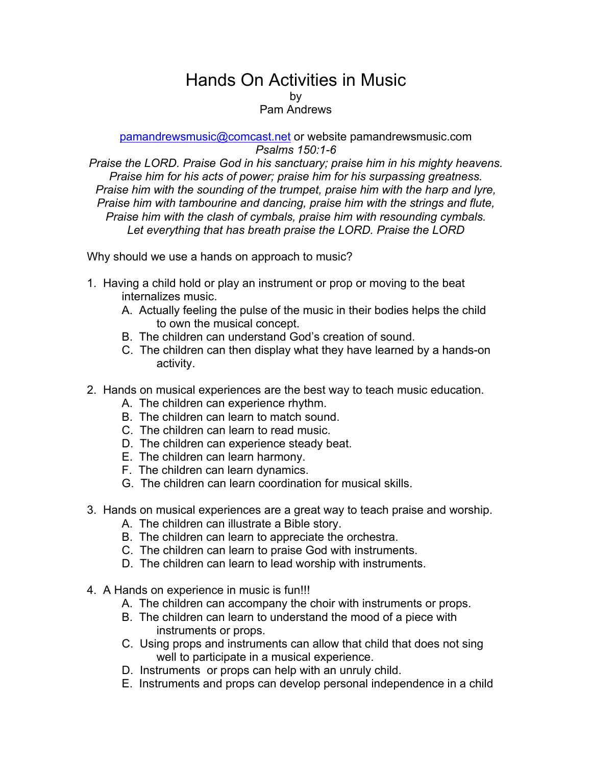# Hands On Activities in Music

by

Pam Andrews

pamandrewsmusic@comcast.net or website pamandrewsmusic.com

*Psalms 150:1-6*

*Praise the LORD. Praise God in his sanctuary; praise him in his mighty heavens.*
*Praise him for his acts of power; praise him for his surpassing greatness.*
*Praise him with the sounding of the trumpet, praise him with the harp and lyre,*
*Praise him with tambourine and dancing, praise him with the strings and flute,*
*Praise him with the clash of cymbals, praise him with resounding cymbals.*
*Let everything that has breath praise the LORD. Praise the LORD*

Why should we use a hands on approach to music?

1. Having a child hold or play an instrument or prop or moving to the beat internalizes music.
   A. Actually feeling the pulse of the music in their bodies helps the child to own the musical concept.
   B. The children can understand God's creation of sound.
   C. The children can then display what they have learned by a hands-on activity.

2. Hands on musical experiences are the best way to teach music education.
   A. The children can experience rhythm.
   B. The children can learn to match sound.
   C. The children can learn to read music.
   D. The children can experience steady beat.
   E. The children can learn harmony.
   F. The children can learn dynamics.
   G. The children can learn coordination for musical skills.

3. Hands on musical experiences are a great way to teach praise and worship.
   A. The children can illustrate a Bible story.
   B. The children can learn to appreciate the orchestra.
   C. The children can learn to praise God with instruments.
   D. The children can learn to lead worship with instruments.

4. A Hands on experience in music is fun!!!
   A. The children can accompany the choir with instruments or props.
   B. The children can learn to understand the mood of a piece with instruments or props.
   C. Using props and instruments can allow that child that does not sing well to participate in a musical experience.
   D. Instruments or props can help with an unruly child.
   E. Instruments and props can develop personal independence in a child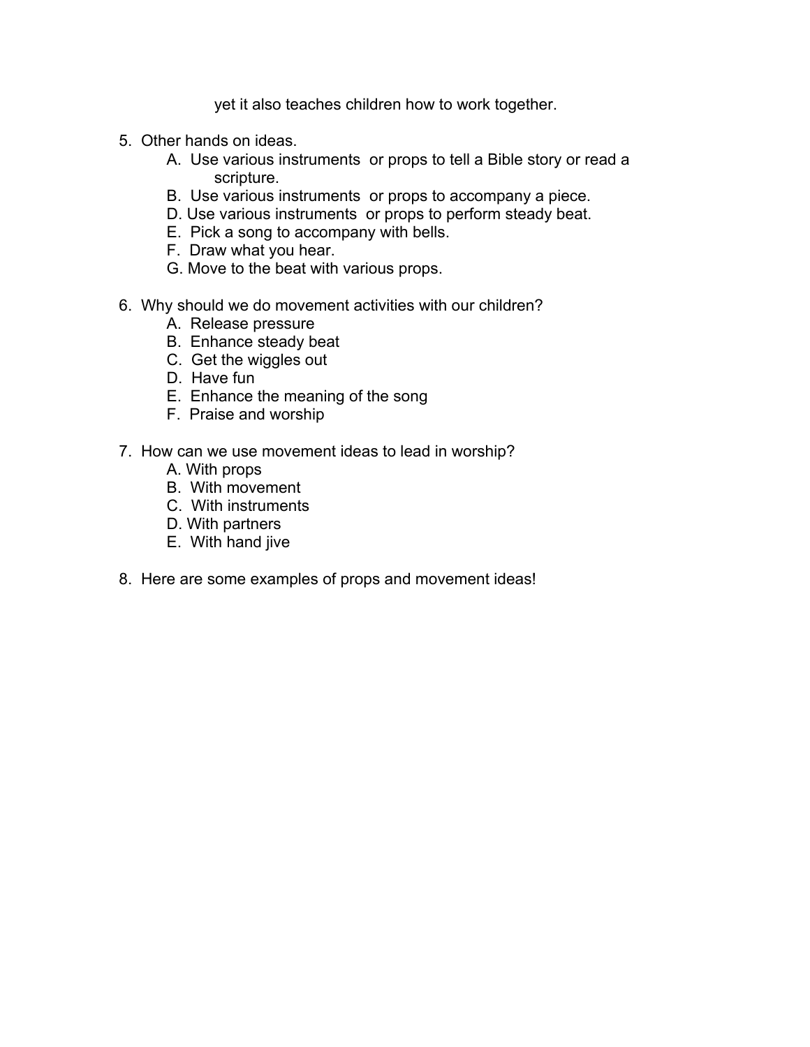yet it also teaches children how to work together.

5. Other hands on ideas.
   - A. Use various instruments or props to tell a Bible story or read a scripture.
   - B. Use various instruments or props to accompany a piece.
   - D. Use various instruments or props to perform steady beat.
   - E. Pick a song to accompany with bells.
   - F. Draw what you hear.
   - G. Move to the beat with various props.

6. Why should we do movement activities with our children?
   - A. Release pressure
   - B. Enhance steady beat
   - C. Get the wiggles out
   - D. Have fun
   - E. Enhance the meaning of the song
   - F. Praise and worship

7. How can we use movement ideas to lead in worship?
   - A. With props
   - B. With movement
   - C. With instruments
   - D. With partners
   - E. With hand jive

8. Here are some examples of props and movement ideas!